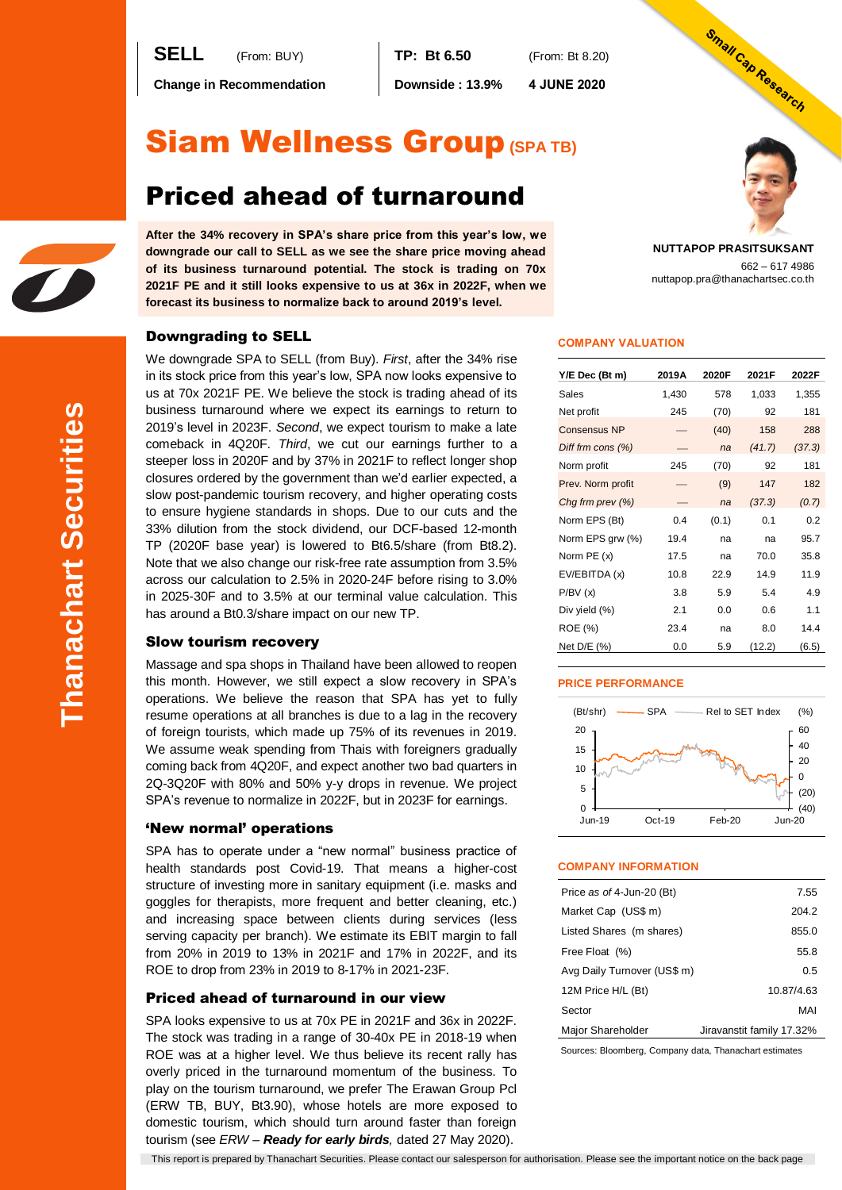**SELL** (From: BUY)

**Change in Recommendation**

**TP: Bt 6.50** (From: Bt 8.20)

**Downside : 13.9%** **4 JUNE 2020**

Small Cap Research

# Siam Wellness Group (SPA TB)

## Priced ahead of turnaround

**After the 34% recovery in SPA's share price from this year's low, we downgrade our call to SELL as we see the share price moving ahead of its business turnaround potential. The stock is trading on 70x 2021F PE and it still looks expensive to us at 36x in 2022F, when we forecast its business to normalize back to around 2019's level.**

**NUTTAPOP PRASITSUKSANT**
662 – 617 4986
nuttapop.pra@thanachartsec.co.th

### Downgrading to SELL

We downgrade SPA to SELL (from Buy). *First*, after the 34% rise in its stock price from this year's low, SPA now looks expensive to us at 70x 2021F PE. We believe the stock is trading ahead of its business turnaround where we expect its earnings to return to 2019's level in 2023F. *Second*, we expect tourism to make a late comeback in 4Q20F. *Third*, we cut our earnings further to a steeper loss in 2020F and by 37% in 2021F to reflect longer shop closures ordered by the government than we'd earlier expected, a slow post-pandemic tourism recovery, and higher operating costs to ensure hygiene standards in shops. Due to our cuts and the 33% dilution from the stock dividend, our DCF-based 12-month TP (2020F base year) is lowered to Bt6.5/share (from Bt8.2). Note that we also change our risk-free rate assumption from 3.5% across our calculation to 2.5% in 2020-24F before rising to 3.0% in 2025-30F and to 3.5% at our terminal value calculation. This has around a Bt0.3/share impact on our new TP.

### Slow tourism recovery

Massage and spa shops in Thailand have been allowed to reopen this month. However, we still expect a slow recovery in SPA's operations. We believe the reason that SPA has yet to fully resume operations at all branches is due to a lag in the recovery of foreign tourists, which made up 75% of its revenues in 2019. We assume weak spending from Thais with foreigners gradually coming back from 4Q20F, and expect another two bad quarters in 2Q-3Q20F with 80% and 50% y-y drops in revenue. We project SPA's revenue to normalize in 2022F, but in 2023F for earnings.

### 'New normal' operations

SPA has to operate under a "new normal" business practice of health standards post Covid-19. That means a higher-cost structure of investing more in sanitary equipment (i.e. masks and goggles for therapists, more frequent and better cleaning, etc.) and increasing space between clients during services (less serving capacity per branch). We estimate its EBIT margin to fall from 20% in 2019 to 13% in 2021F and 17% in 2022F, and its ROE to drop from 23% in 2019 to 8-17% in 2021-23F.

### Priced ahead of turnaround in our view

SPA looks expensive to us at 70x PE in 2021F and 36x in 2022F. The stock was trading in a range of 30-40x PE in 2018-19 when ROE was at a higher level. We thus believe its recent rally has overly priced in the turnaround momentum of the business. To play on the tourism turnaround, we prefer The Erawan Group Pcl (ERW TB, BUY, Bt3.90), whose hotels are more exposed to domestic tourism, which should turn around faster than foreign tourism (see *ERW – **Ready for early birds**,* dated 27 May 2020).

#### COMPANY VALUATION

| Y/E Dec (Bt m) | 2019A | 2020F | 2021F | 2022F |
|---|---|---|---|---|
| Sales | 1,430 | 578 | 1,033 | 1,355 |
| Net profit | 245 | (70) | 92 | 181 |
| Consensus NP | — | (40) | 158 | 288 |
| *Diff frm cons (%)* | — | *na* | *(41.7)* | *(37.3)* |
| Norm profit | 245 | (70) | 92 | 181 |
| Prev. Norm profit | — | (9) | 147 | 182 |
| *Chg frm prev (%)* | — | *na* | *(37.3)* | *(0.7)* |
| Norm EPS (Bt) | 0.4 | (0.1) | 0.1 | 0.2 |
| Norm EPS grw (%) | 19.4 | na | na | 95.7 |
| Norm PE (x) | 17.5 | na | 70.0 | 35.8 |
| EV/EBITDA (x) | 10.8 | 22.9 | 14.9 | 11.9 |
| P/BV (x) | 3.8 | 5.9 | 5.4 | 4.9 |
| Div yield (%) | 2.1 | 0.0 | 0.6 | 1.1 |
| ROE (%) | 23.4 | na | 8.0 | 14.4 |
| Net D/E (%) | 0.0 | 5.9 | (12.2) | (6.5) |

#### PRICE PERFORMANCE

(Bt/shr) — SPA — Rel to SET Index (%)

#### COMPANY INFORMATION

| | |
|---|---|
| Price *as of* 4-Jun-20 (Bt) | 7.55 |
| Market Cap (US$ m) | 204.2 |
| Listed Shares (m shares) | 855.0 |
| Free Float (%) | 55.8 |
| Avg Daily Turnover (US$ m) | 0.5 |
| 12M Price H/L (Bt) | 10.87/4.63 |
| Sector | MAI |
| Major Shareholder | Jiravanstit family 17.32% |

Sources: Bloomberg, Company data, Thanachart estimates

This report is prepared by Thanachart Securities. Please contact our salesperson for authorisation. Please see the important notice on the back page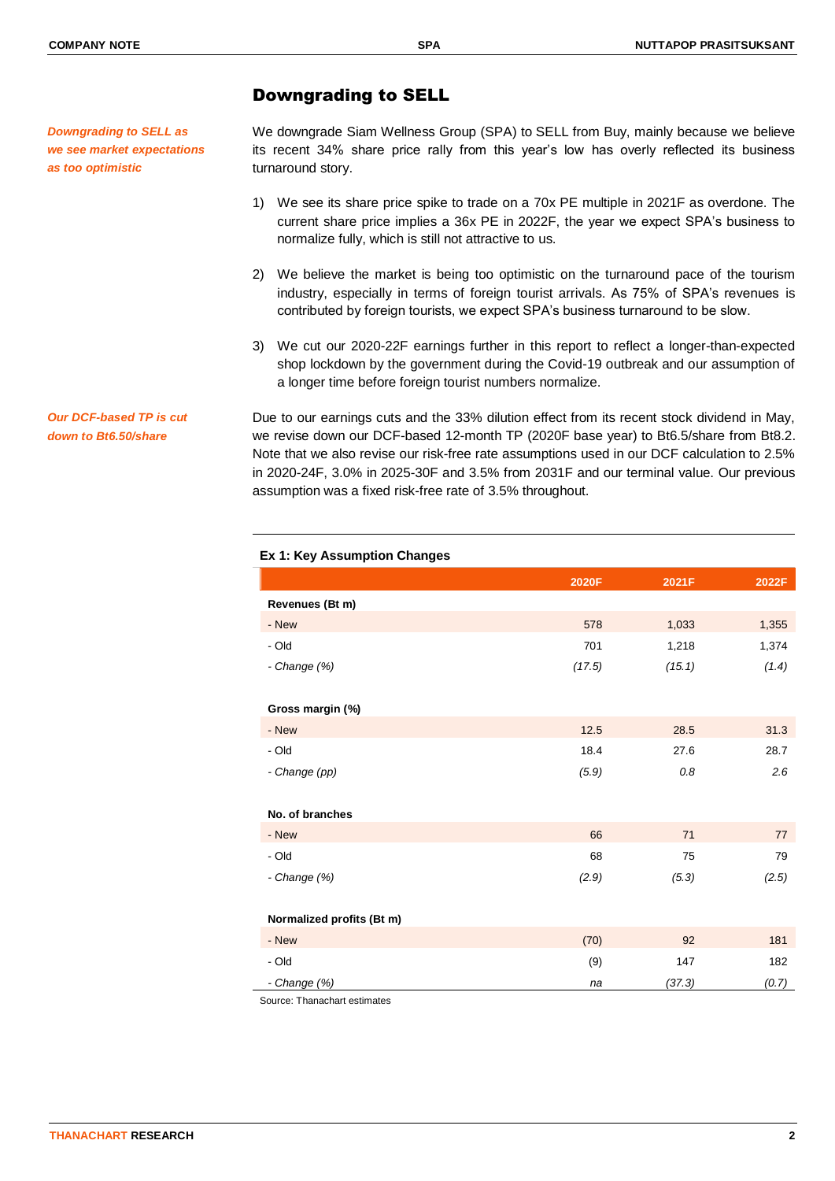## Downgrading to SELL

*Downgrading to SELL as we see market expectations as too optimistic*

We downgrade Siam Wellness Group (SPA) to SELL from Buy, mainly because we believe its recent 34% share price rally from this year's low has overly reflected its business turnaround story.

1) We see its share price spike to trade on a 70x PE multiple in 2021F as overdone. The current share price implies a 36x PE in 2022F, the year we expect SPA's business to normalize fully, which is still not attractive to us.

2) We believe the market is being too optimistic on the turnaround pace of the tourism industry, especially in terms of foreign tourist arrivals. As 75% of SPA's revenues is contributed by foreign tourists, we expect SPA's business turnaround to be slow.

3) We cut our 2020-22F earnings further in this report to reflect a longer-than-expected shop lockdown by the government during the Covid-19 outbreak and our assumption of a longer time before foreign tourist numbers normalize.

*Our DCF-based TP is cut down to Bt6.50/share*

Due to our earnings cuts and the 33% dilution effect from its recent stock dividend in May, we revise down our DCF-based 12-month TP (2020F base year) to Bt6.5/share from Bt8.2. Note that we also revise our risk-free rate assumptions used in our DCF calculation to 2.5% in 2020-24F, 3.0% in 2025-30F and 3.5% from 2031F and our terminal value. Our previous assumption was a fixed risk-free rate of 3.5% throughout.

**Ex 1: Key Assumption Changes**

| | 2020F | 2021F | 2022F |
|---|---|---|---|
| **Revenues (Bt m)** | | | |
| - New | 578 | 1,033 | 1,355 |
| - Old | 701 | 1,218 | 1,374 |
| *- Change (%)* | *(17.5)* | *(15.1)* | *(1.4)* |
| | | | |
| **Gross margin (%)** | | | |
| - New | 12.5 | 28.5 | 31.3 |
| - Old | 18.4 | 27.6 | 28.7 |
| *- Change (pp)* | *(5.9)* | *0.8* | *2.6* |
| | | | |
| **No. of branches** | | | |
| - New | 66 | 71 | 77 |
| - Old | 68 | 75 | 79 |
| *- Change (%)* | *(2.9)* | *(5.3)* | *(2.5)* |
| | | | |
| **Normalized profits (Bt m)** | | | |
| - New | (70) | 92 | 181 |
| - Old | (9) | 147 | 182 |
| *- Change (%)* | *na* | *(37.3)* | *(0.7)* |

Source: Thanachart estimates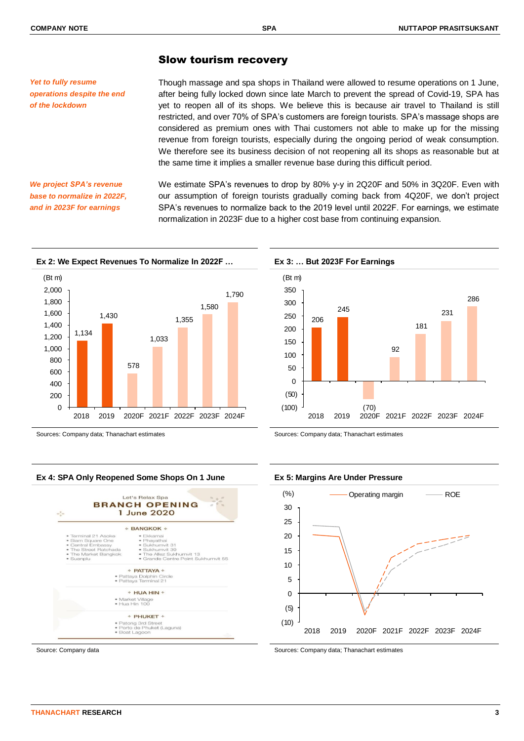## Slow tourism recovery

*Yet to fully resume operations despite the end of the lockdown*

Though massage and spa shops in Thailand were allowed to resume operations on 1 June, after being fully locked down since late March to prevent the spread of Covid-19, SPA has yet to reopen all of its shops. We believe this is because air travel to Thailand is still restricted, and over 70% of SPA's customers are foreign tourists. SPA's massage shops are considered as premium ones with Thai customers not able to make up for the missing revenue from foreign tourists, especially during the ongoing period of weak consumption. We therefore see its business decision of not reopening all its shops as reasonable but at the same time it implies a smaller revenue base during this difficult period.

*We project SPA's revenue base to normalize in 2022F, and in 2023F for earnings*

We estimate SPA's revenues to drop by 80% y-y in 2Q20F and 50% in 3Q20F. Even with our assumption of foreign tourists gradually coming back from 4Q20F, we don't project SPA's revenues to normalize back to the 2019 level until 2022F. For earnings, we estimate normalization in 2023F due to a higher cost base from continuing expansion.

**Ex 2: We Expect Revenues To Normalize In 2022F …**

| (Bt m) | 2018 | 2019 | 2020F | 2021F | 2022F | 2023F | 2024F |
|---|---|---|---|---|---|---|---|
| Revenue | 1,134 | 1,430 | 578 | 1,033 | 1,355 | 1,580 | 1,790 |

Sources: Company data; Thanachart estimates

**Ex 3: … But 2023F For Earnings**

| (Bt m) | 2018 | 2019 | 2020F | 2021F | 2022F | 2023F | 2024F |
|---|---|---|---|---|---|---|---|
| Earnings | 206 | 245 | (70) | 92 | 181 | 231 | 286 |

Sources: Company data; Thanachart estimates

**Ex 4: SPA Only Reopened Some Shops On 1 June**

Let's Relax Spa
BRANCH OPENING
1 June 2020

BANGKOK
- Terminal 21 Asoke
- Siam Square One
- Central Embassy
- The Street Ratchada
- The Market Bangkok
- Suanplu
- Ekkamai
- Phayathai
- Sukhumvit 31
- Sukhumvit 39
- The Allez Sukhumvit 13
- Grande Centre Point Sukhumvit 55

PATTAYA
- Pattaya Dolphin Circle
- Pattaya Terminal 21

HUA HIN
- Market Village
- Hua Hin 100

PHUKET
- Patong 3rd Street
- Porto de Phuket (Laguna)
- Boat Lagoon

Source: Company data

**Ex 5: Margins Are Under Pressure**

(%) — Operating margin; ROE — 2018, 2019, 2020F, 2021F, 2022F, 2023F, 2024F

Sources: Company data; Thanachart estimates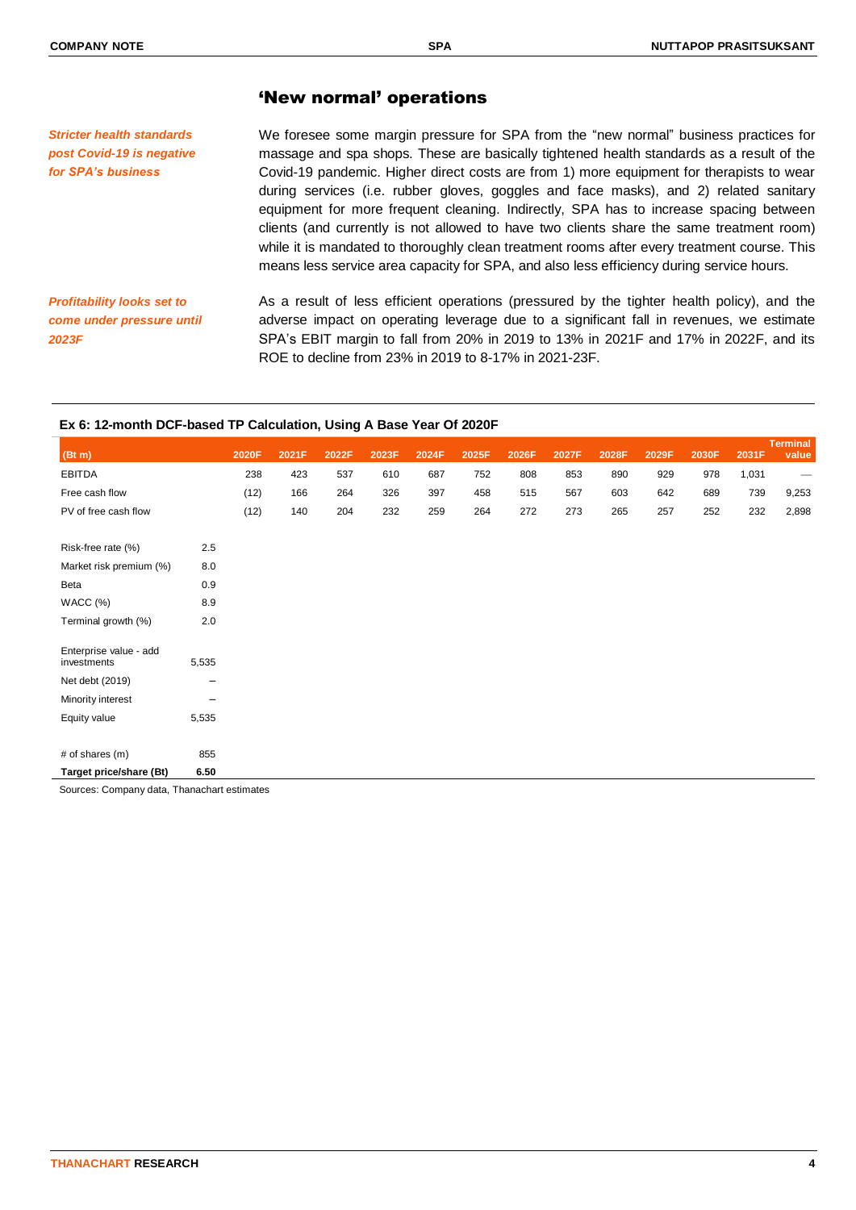## 'New normal' operations

*Stricter health standards post Covid-19 is negative for SPA's business*

We foresee some margin pressure for SPA from the "new normal" business practices for massage and spa shops. These are basically tightened health standards as a result of the Covid-19 pandemic. Higher direct costs are from 1) more equipment for therapists to wear during services (i.e. rubber gloves, goggles and face masks), and 2) related sanitary equipment for more frequent cleaning. Indirectly, SPA has to increase spacing between clients (and currently is not allowed to have two clients share the same treatment room) while it is mandated to thoroughly clean treatment rooms after every treatment course. This means less service area capacity for SPA, and also less efficiency during service hours.

*Profitability looks set to come under pressure until 2023F*

As a result of less efficient operations (pressured by the tighter health policy), and the adverse impact on operating leverage due to a significant fall in revenues, we estimate SPA's EBIT margin to fall from 20% in 2019 to 13% in 2021F and 17% in 2022F, and its ROE to decline from 23% in 2019 to 8-17% in 2021-23F.

**Ex 6: 12-month DCF-based TP Calculation, Using A Base Year Of 2020F**

| (Bt m) | | 2020F | 2021F | 2022F | 2023F | 2024F | 2025F | 2026F | 2027F | 2028F | 2029F | 2030F | 2031F | Terminal value |
|---|---|---|---|---|---|---|---|---|---|---|---|---|---|---|
| EBITDA | | 238 | 423 | 537 | 610 | 687 | 752 | 808 | 853 | 890 | 929 | 978 | 1,031 | — |
| Free cash flow | | (12) | 166 | 264 | 326 | 397 | 458 | 515 | 567 | 603 | 642 | 689 | 739 | 9,253 |
| PV of free cash flow | | (12) | 140 | 204 | 232 | 259 | 264 | 272 | 273 | 265 | 257 | 252 | 232 | 2,898 |
| | | | | | | | | | | | | | | |
| Risk-free rate (%) | 2.5 | | | | | | | | | | | | | |
| Market risk premium (%) | 8.0 | | | | | | | | | | | | | |
| Beta | 0.9 | | | | | | | | | | | | | |
| WACC (%) | 8.9 | | | | | | | | | | | | | |
| Terminal growth (%) | 2.0 | | | | | | | | | | | | | |
| | | | | | | | | | | | | | | |
| Enterprise value - add investments | 5,535 | | | | | | | | | | | | | |
| Net debt (2019) | – | | | | | | | | | | | | | |
| Minority interest | – | | | | | | | | | | | | | |
| Equity value | 5,535 | | | | | | | | | | | | | |
| | | | | | | | | | | | | | | |
| # of shares (m) | 855 | | | | | | | | | | | | | |
| **Target price/share (Bt)** | **6.50** | | | | | | | | | | | | | |

Sources: Company data, Thanachart estimates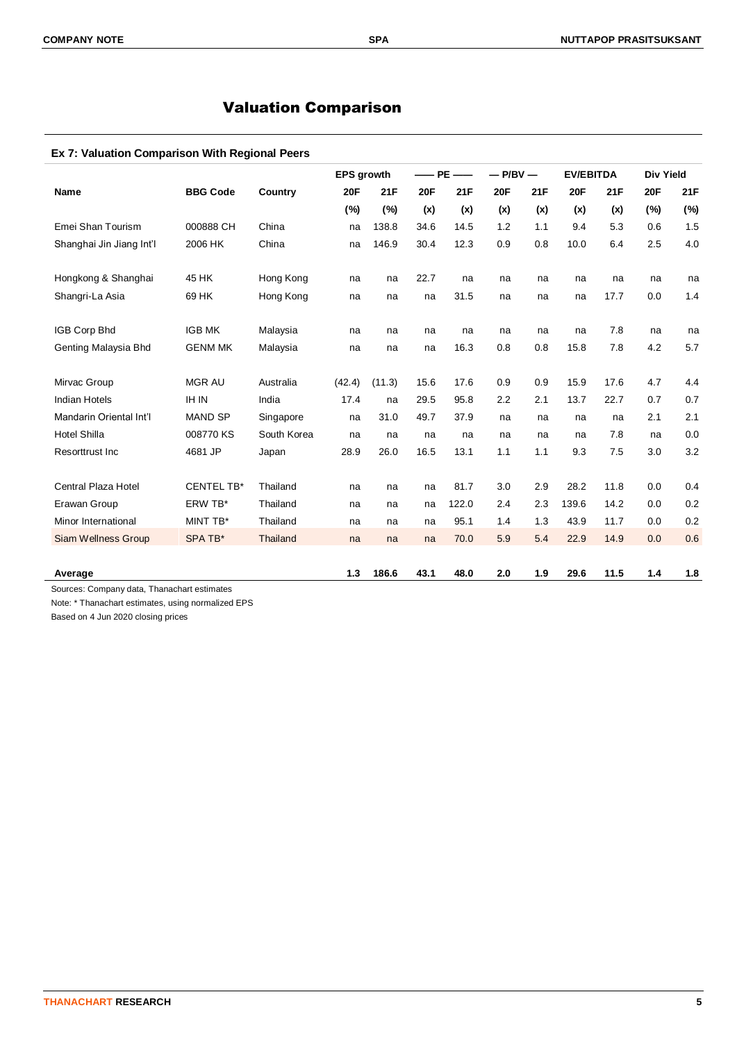# Valuation Comparison

### Ex 7: Valuation Comparison With Regional Peers

| Name | BBG Code | Country | EPS growth | | PE | | P/BV | | EV/EBITDA | | Div Yield | |
|---|---|---|---|---|---|---|---|---|---|---|---|---|
| | | | 20F | 21F | 20F | 21F | 20F | 21F | 20F | 21F | 20F | 21F |
| | | | (%) | (%) | (x) | (x) | (x) | (x) | (x) | (x) | (%) | (%) |
| Emei Shan Tourism | 000888 CH | China | na | 138.8 | 34.6 | 14.5 | 1.2 | 1.1 | 9.4 | 5.3 | 0.6 | 1.5 |
| Shanghai Jin Jiang Int'l | 2006 HK | China | na | 146.9 | 30.4 | 12.3 | 0.9 | 0.8 | 10.0 | 6.4 | 2.5 | 4.0 |
| Hongkong & Shanghai | 45 HK | Hong Kong | na | na | 22.7 | na | na | na | na | na | na | na |
| Shangri-La Asia | 69 HK | Hong Kong | na | na | na | 31.5 | na | na | na | 17.7 | 0.0 | 1.4 |
| IGB Corp Bhd | IGB MK | Malaysia | na | na | na | na | na | na | na | 7.8 | na | na |
| Genting Malaysia Bhd | GENM MK | Malaysia | na | na | na | 16.3 | 0.8 | 0.8 | 15.8 | 7.8 | 4.2 | 5.7 |
| Mirvac Group | MGR AU | Australia | (42.4) | (11.3) | 15.6 | 17.6 | 0.9 | 0.9 | 15.9 | 17.6 | 4.7 | 4.4 |
| Indian Hotels | IH IN | India | 17.4 | na | 29.5 | 95.8 | 2.2 | 2.1 | 13.7 | 22.7 | 0.7 | 0.7 |
| Mandarin Oriental Int'l | MAND SP | Singapore | na | 31.0 | 49.7 | 37.9 | na | na | na | na | 2.1 | 2.1 |
| Hotel Shilla | 008770 KS | South Korea | na | na | na | na | na | na | na | 7.8 | na | 0.0 |
| Resorttrust Inc | 4681 JP | Japan | 28.9 | 26.0 | 16.5 | 13.1 | 1.1 | 1.1 | 9.3 | 7.5 | 3.0 | 3.2 |
| Central Plaza Hotel | CENTEL TB* | Thailand | na | na | na | 81.7 | 3.0 | 2.9 | 28.2 | 11.8 | 0.0 | 0.4 |
| Erawan Group | ERW TB* | Thailand | na | na | na | 122.0 | 2.4 | 2.3 | 139.6 | 14.2 | 0.0 | 0.2 |
| Minor International | MINT TB* | Thailand | na | na | na | 95.1 | 1.4 | 1.3 | 43.9 | 11.7 | 0.0 | 0.2 |
| Siam Wellness Group | SPA TB* | Thailand | na | na | na | 70.0 | 5.9 | 5.4 | 22.9 | 14.9 | 0.0 | 0.6 |
| **Average** | | | **1.3** | **186.6** | **43.1** | **48.0** | **2.0** | **1.9** | **29.6** | **11.5** | **1.4** | **1.8** |

Sources: Company data, Thanachart estimates

Note: * Thanachart estimates, using normalized EPS

Based on 4 Jun 2020 closing prices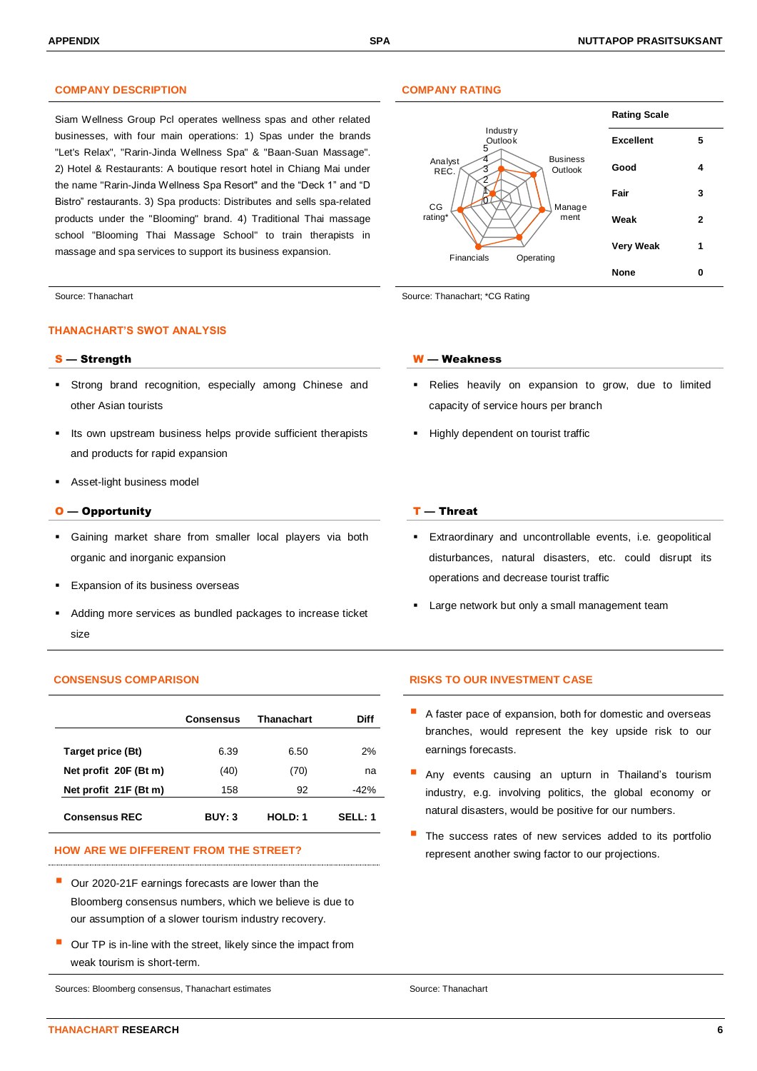## COMPANY DESCRIPTION

Siam Wellness Group Pcl operates wellness spas and other related businesses, with four main operations: 1) Spas under the brands "Let's Relax", "Rarin-Jinda Wellness Spa" & "Baan-Suan Massage". 2) Hotel & Restaurants: A boutique resort hotel in Chiang Mai under the name "Rarin-Jinda Wellness Spa Resort" and the "Deck 1" and "D Bistro" restaurants. 3) Spa products: Distributes and sells spa-related products under the "Blooming" brand. 4) Traditional Thai massage school "Blooming Thai Massage School" to train therapists in massage and spa services to support its business expansion.

Source: Thanachart

## COMPANY RATING

Radar chart axes: Industry Outlook, Business Outlook, Management, Operating, Financials, CG rating*, Analyst REC. (scale 0–5)

| Rating Scale | |
|---|---|
| Excellent | 5 |
| Good | 4 |
| Fair | 3 |
| Weak | 2 |
| Very Weak | 1 |
| None | 0 |

Source: Thanachart; *CG Rating

## THANACHART'S SWOT ANALYSIS

### S — Strength

- Strong brand recognition, especially among Chinese and other Asian tourists
- Its own upstream business helps provide sufficient therapists and products for rapid expansion
- Asset-light business model

### W — Weakness

- Relies heavily on expansion to grow, due to limited capacity of service hours per branch
- Highly dependent on tourist traffic

### O — Opportunity

- Gaining market share from smaller local players via both organic and inorganic expansion
- Expansion of its business overseas
- Adding more services as bundled packages to increase ticket size

### T — Threat

- Extraordinary and uncontrollable events, i.e. geopolitical disturbances, natural disasters, etc. could disrupt its operations and decrease tourist traffic
- Large network but only a small management team

## CONSENSUS COMPARISON

| | Consensus | Thanachart | Diff |
|---|---|---|---|
| **Target price (Bt)** | 6.39 | 6.50 | 2% |
| **Net profit 20F (Bt m)** | (40) | (70) | na |
| **Net profit 21F (Bt m)** | 158 | 92 | -42% |
| **Consensus REC** | **BUY: 3** | **HOLD: 1** | **SELL: 1** |

## HOW ARE WE DIFFERENT FROM THE STREET?

- Our 2020-21F earnings forecasts are lower than the Bloomberg consensus numbers, which we believe is due to our assumption of a slower tourism industry recovery.
- Our TP is in-line with the street, likely since the impact from weak tourism is short-term.

Sources: Bloomberg consensus, Thanachart estimates

## RISKS TO OUR INVESTMENT CASE

- A faster pace of expansion, both for domestic and overseas branches, would represent the key upside risk to our earnings forecasts.
- Any events causing an upturn in Thailand's tourism industry, e.g. involving politics, the global economy or natural disasters, would be positive for our numbers.
- The success rates of new services added to its portfolio represent another swing factor to our projections.

Source: Thanachart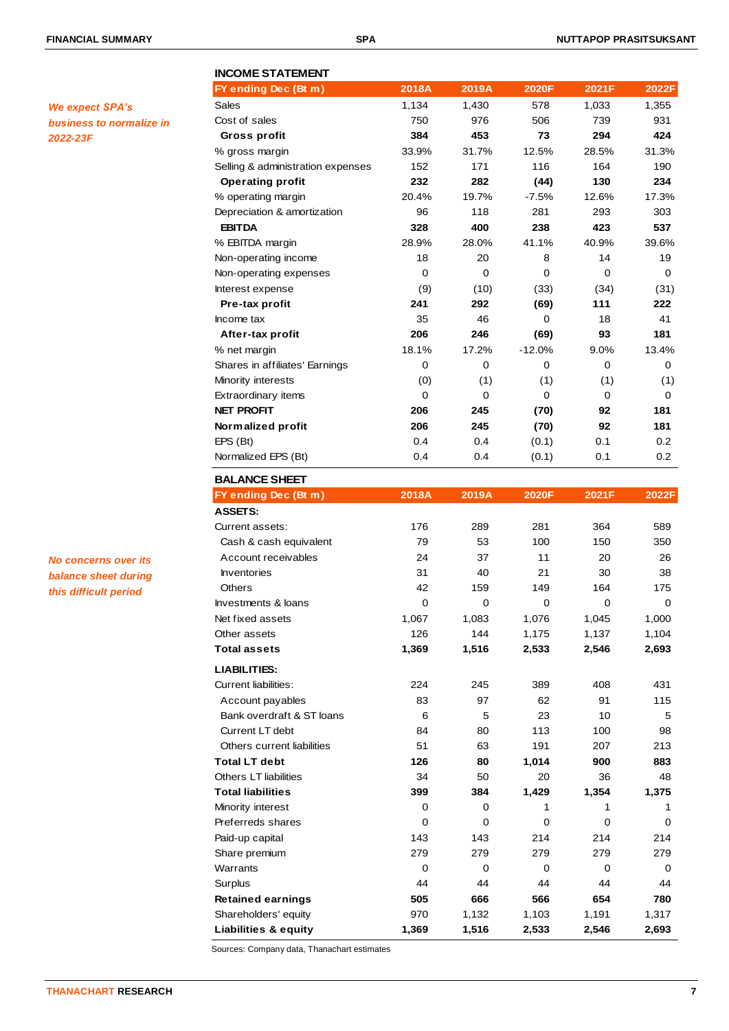*We expect SPA's business to normalize in 2022-23F*

### INCOME STATEMENT

| FY ending Dec (Bt m) | 2018A | 2019A | 2020F | 2021F | 2022F |
|---|---|---|---|---|---|
| Sales | 1,134 | 1,430 | 578 | 1,033 | 1,355 |
| Cost of sales | 750 | 976 | 506 | 739 | 931 |
| **Gross profit** | **384** | **453** | **73** | **294** | **424** |
| % gross margin | 33.9% | 31.7% | 12.5% | 28.5% | 31.3% |
| Selling & administration expenses | 152 | 171 | 116 | 164 | 190 |
| **Operating profit** | **232** | **282** | **(44)** | **130** | **234** |
| % operating margin | 20.4% | 19.7% | -7.5% | 12.6% | 17.3% |
| Depreciation & amortization | 96 | 118 | 281 | 293 | 303 |
| **EBITDA** | **328** | **400** | **238** | **423** | **537** |
| % EBITDA margin | 28.9% | 28.0% | 41.1% | 40.9% | 39.6% |
| Non-operating income | 18 | 20 | 8 | 14 | 19 |
| Non-operating expenses | 0 | 0 | 0 | 0 | 0 |
| Interest expense | (9) | (10) | (33) | (34) | (31) |
| **Pre-tax profit** | **241** | **292** | **(69)** | **111** | **222** |
| Income tax | 35 | 46 | 0 | 18 | 41 |
| **After-tax profit** | **206** | **246** | **(69)** | **93** | **181** |
| % net margin | 18.1% | 17.2% | -12.0% | 9.0% | 13.4% |
| Shares in affiliates' Earnings | 0 | 0 | 0 | 0 | 0 |
| Minority interests | (0) | (1) | (1) | (1) | (1) |
| Extraordinary items | 0 | 0 | 0 | 0 | 0 |
| **NET PROFIT** | **206** | **245** | **(70)** | **92** | **181** |
| **Normalized profit** | **206** | **245** | **(70)** | **92** | **181** |
| EPS (Bt) | 0.4 | 0.4 | (0.1) | 0.1 | 0.2 |
| Normalized EPS (Bt) | 0.4 | 0.4 | (0.1) | 0.1 | 0.2 |

*No concerns over its balance sheet during this difficult period*

### BALANCE SHEET

| FY ending Dec (Bt m) | 2018A | 2019A | 2020F | 2021F | 2022F |
|---|---|---|---|---|---|
| **ASSETS:** | | | | | |
| Current assets: | 176 | 289 | 281 | 364 | 589 |
| Cash & cash equivalent | 79 | 53 | 100 | 150 | 350 |
| Account receivables | 24 | 37 | 11 | 20 | 26 |
| Inventories | 31 | 40 | 21 | 30 | 38 |
| Others | 42 | 159 | 149 | 164 | 175 |
| Investments & loans | 0 | 0 | 0 | 0 | 0 |
| Net fixed assets | 1,067 | 1,083 | 1,076 | 1,045 | 1,000 |
| Other assets | 126 | 144 | 1,175 | 1,137 | 1,104 |
| **Total assets** | **1,369** | **1,516** | **2,533** | **2,546** | **2,693** |
| **LIABILITIES:** | | | | | |
| Current liabilities: | 224 | 245 | 389 | 408 | 431 |
| Account payables | 83 | 97 | 62 | 91 | 115 |
| Bank overdraft & ST loans | 6 | 5 | 23 | 10 | 5 |
| Current LT debt | 84 | 80 | 113 | 100 | 98 |
| Others current liabilities | 51 | 63 | 191 | 207 | 213 |
| **Total LT debt** | **126** | **80** | **1,014** | **900** | **883** |
| Others LT liabilities | 34 | 50 | 20 | 36 | 48 |
| **Total liabilities** | **399** | **384** | **1,429** | **1,354** | **1,375** |
| Minority interest | 0 | 0 | 1 | 1 | 1 |
| Preferreds shares | 0 | 0 | 0 | 0 | 0 |
| Paid-up capital | 143 | 143 | 214 | 214 | 214 |
| Share premium | 279 | 279 | 279 | 279 | 279 |
| Warrants | 0 | 0 | 0 | 0 | 0 |
| Surplus | 44 | 44 | 44 | 44 | 44 |
| **Retained earnings** | **505** | **666** | **566** | **654** | **780** |
| Shareholders' equity | 970 | 1,132 | 1,103 | 1,191 | 1,317 |
| **Liabilities & equity** | **1,369** | **1,516** | **2,533** | **2,546** | **2,693** |

Sources: Company data, Thanachart estimates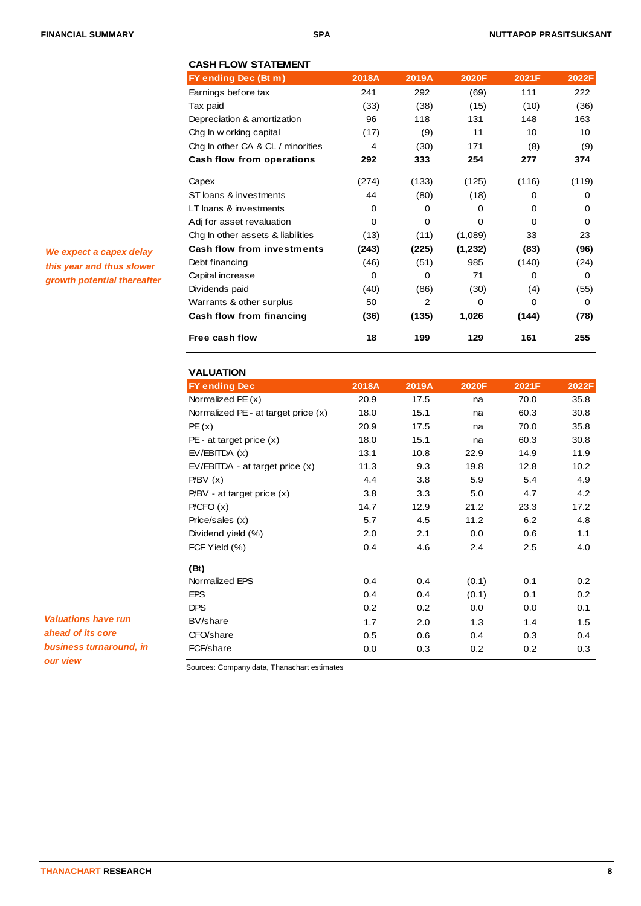*We expect a capex delay this year and thus slower growth potential thereafter*

### CASH FLOW STATEMENT

| FY ending Dec (Bt m) | 2018A | 2019A | 2020F | 2021F | 2022F |
|---|---|---|---|---|---|
| Earnings before tax | 241 | 292 | (69) | 111 | 222 |
| Tax paid | (33) | (38) | (15) | (10) | (36) |
| Depreciation & amortization | 96 | 118 | 131 | 148 | 163 |
| Chg In working capital | (17) | (9) | 11 | 10 | 10 |
| Chg In other CA & CL / minorities | 4 | (30) | 171 | (8) | (9) |
| **Cash flow from operations** | **292** | **333** | **254** | **277** | **374** |
| Capex | (274) | (133) | (125) | (116) | (119) |
| ST loans & investments | 44 | (80) | (18) | 0 | 0 |
| LT loans & investments | 0 | 0 | 0 | 0 | 0 |
| Adj for asset revaluation | 0 | 0 | 0 | 0 | 0 |
| Chg In other assets & liabilities | (13) | (11) | (1,089) | 33 | 23 |
| **Cash flow from investments** | **(243)** | **(225)** | **(1,232)** | **(83)** | **(96)** |
| Debt financing | (46) | (51) | 985 | (140) | (24) |
| Capital increase | 0 | 0 | 71 | 0 | 0 |
| Dividends paid | (40) | (86) | (30) | (4) | (55) |
| Warrants & other surplus | 50 | 2 | 0 | 0 | 0 |
| **Cash flow from financing** | **(36)** | **(135)** | **1,026** | **(144)** | **(78)** |
| **Free cash flow** | **18** | **199** | **129** | **161** | **255** |

*Valuations have run ahead of its core business turnaround, in our view*

### VALUATION

| FY ending Dec | 2018A | 2019A | 2020F | 2021F | 2022F |
|---|---|---|---|---|---|
| Normalized PE (x) | 20.9 | 17.5 | na | 70.0 | 35.8 |
| Normalized PE - at target price (x) | 18.0 | 15.1 | na | 60.3 | 30.8 |
| PE (x) | 20.9 | 17.5 | na | 70.0 | 35.8 |
| PE - at target price (x) | 18.0 | 15.1 | na | 60.3 | 30.8 |
| EV/EBITDA (x) | 13.1 | 10.8 | 22.9 | 14.9 | 11.9 |
| EV/EBITDA - at target price (x) | 11.3 | 9.3 | 19.8 | 12.8 | 10.2 |
| P/BV (x) | 4.4 | 3.8 | 5.9 | 5.4 | 4.9 |
| P/BV - at target price (x) | 3.8 | 3.3 | 5.0 | 4.7 | 4.2 |
| P/CFO (x) | 14.7 | 12.9 | 21.2 | 23.3 | 17.2 |
| Price/sales (x) | 5.7 | 4.5 | 11.2 | 6.2 | 4.8 |
| Dividend yield (%) | 2.0 | 2.1 | 0.0 | 0.6 | 1.1 |
| FCF Yield (%) | 0.4 | 4.6 | 2.4 | 2.5 | 4.0 |
| **(Bt)** | | | | | |
| Normalized EPS | 0.4 | 0.4 | (0.1) | 0.1 | 0.2 |
| EPS | 0.4 | 0.4 | (0.1) | 0.1 | 0.2 |
| DPS | 0.2 | 0.2 | 0.0 | 0.0 | 0.1 |
| BV/share | 1.7 | 2.0 | 1.3 | 1.4 | 1.5 |
| CFO/share | 0.5 | 0.6 | 0.4 | 0.3 | 0.4 |
| FCF/share | 0.0 | 0.3 | 0.2 | 0.2 | 0.3 |

Sources: Company data, Thanachart estimates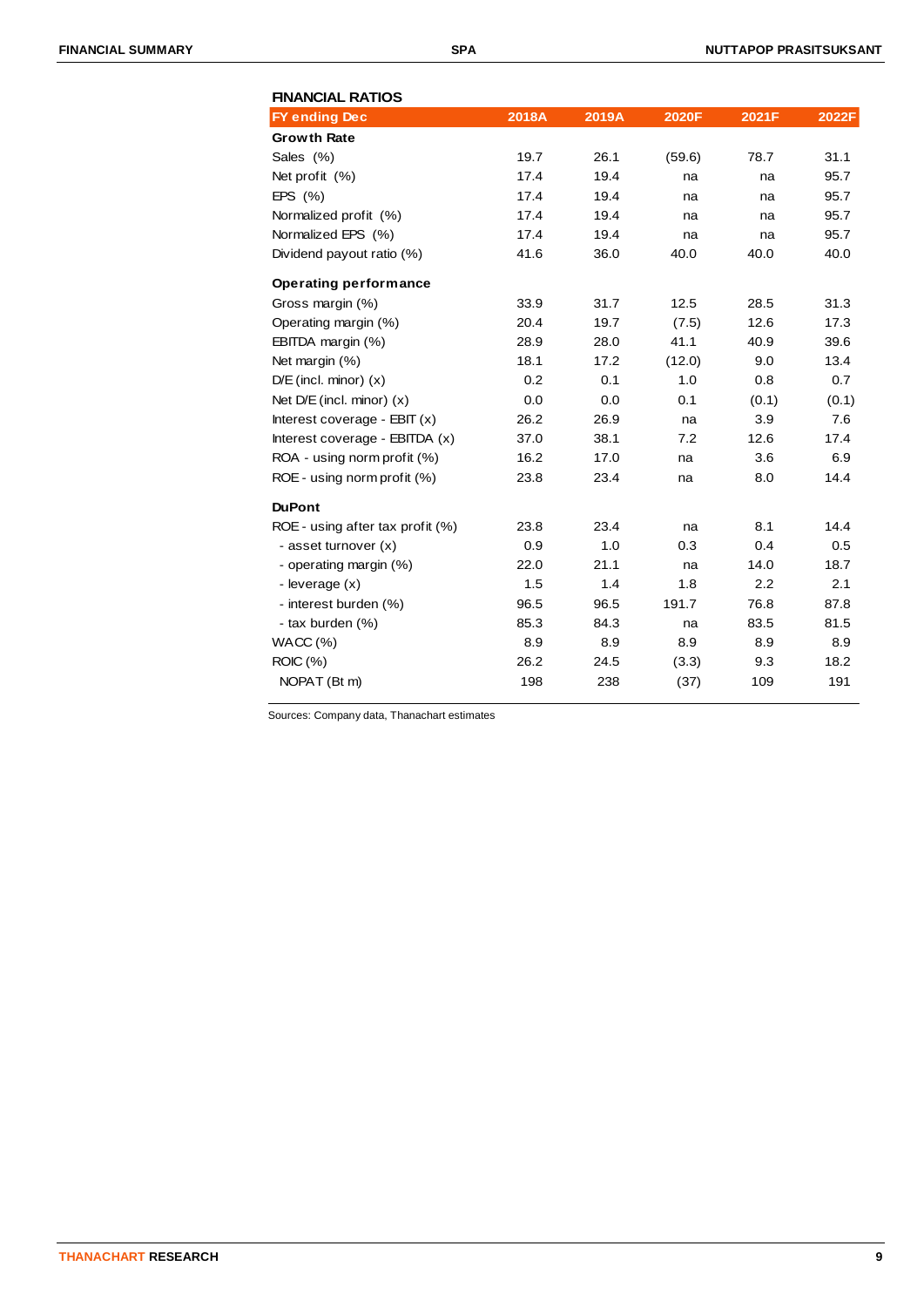## FINANCIAL RATIOS

| FY ending Dec | 2018A | 2019A | 2020F | 2021F | 2022F |
|---|---|---|---|---|---|
| **Growth Rate** | | | | | |
| Sales (%) | 19.7 | 26.1 | (59.6) | 78.7 | 31.1 |
| Net profit (%) | 17.4 | 19.4 | na | na | 95.7 |
| EPS (%) | 17.4 | 19.4 | na | na | 95.7 |
| Normalized profit (%) | 17.4 | 19.4 | na | na | 95.7 |
| Normalized EPS (%) | 17.4 | 19.4 | na | na | 95.7 |
| Dividend payout ratio (%) | 41.6 | 36.0 | 40.0 | 40.0 | 40.0 |
| **Operating performance** | | | | | |
| Gross margin (%) | 33.9 | 31.7 | 12.5 | 28.5 | 31.3 |
| Operating margin (%) | 20.4 | 19.7 | (7.5) | 12.6 | 17.3 |
| EBITDA margin (%) | 28.9 | 28.0 | 41.1 | 40.9 | 39.6 |
| Net margin (%) | 18.1 | 17.2 | (12.0) | 9.0 | 13.4 |
| D/E (incl. minor) (x) | 0.2 | 0.1 | 1.0 | 0.8 | 0.7 |
| Net D/E (incl. minor) (x) | 0.0 | 0.0 | 0.1 | (0.1) | (0.1) |
| Interest coverage - EBIT (x) | 26.2 | 26.9 | na | 3.9 | 7.6 |
| Interest coverage - EBITDA (x) | 37.0 | 38.1 | 7.2 | 12.6 | 17.4 |
| ROA - using norm profit (%) | 16.2 | 17.0 | na | 3.6 | 6.9 |
| ROE - using norm profit (%) | 23.8 | 23.4 | na | 8.0 | 14.4 |
| **DuPont** | | | | | |
| ROE - using after tax profit (%) | 23.8 | 23.4 | na | 8.1 | 14.4 |
| - asset turnover (x) | 0.9 | 1.0 | 0.3 | 0.4 | 0.5 |
| - operating margin (%) | 22.0 | 21.1 | na | 14.0 | 18.7 |
| - leverage (x) | 1.5 | 1.4 | 1.8 | 2.2 | 2.1 |
| - interest burden (%) | 96.5 | 96.5 | 191.7 | 76.8 | 87.8 |
| - tax burden (%) | 85.3 | 84.3 | na | 83.5 | 81.5 |
| WACC (%) | 8.9 | 8.9 | 8.9 | 8.9 | 8.9 |
| ROIC (%) | 26.2 | 24.5 | (3.3) | 9.3 | 18.2 |
| NOPAT (Bt m) | 198 | 238 | (37) | 109 | 191 |

Sources: Company data, Thanachart estimates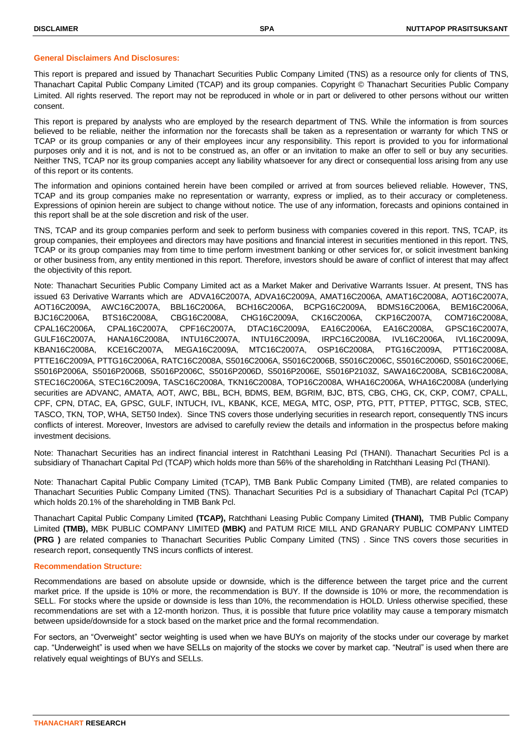**General Disclaimers And Disclosures:**

This report is prepared and issued by Thanachart Securities Public Company Limited (TNS) as a resource only for clients of TNS, Thanachart Capital Public Company Limited (TCAP) and its group companies. Copyright © Thanachart Securities Public Company Limited. All rights reserved. The report may not be reproduced in whole or in part or delivered to other persons without our written consent.

This report is prepared by analysts who are employed by the research department of TNS. While the information is from sources believed to be reliable, neither the information nor the forecasts shall be taken as a representation or warranty for which TNS or TCAP or its group companies or any of their employees incur any responsibility. This report is provided to you for informational purposes only and it is not, and is not to be construed as, an offer or an invitation to make an offer to sell or buy any securities. Neither TNS, TCAP nor its group companies accept any liability whatsoever for any direct or consequential loss arising from any use of this report or its contents.

The information and opinions contained herein have been compiled or arrived at from sources believed reliable. However, TNS, TCAP and its group companies make no representation or warranty, express or implied, as to their accuracy or completeness. Expressions of opinion herein are subject to change without notice. The use of any information, forecasts and opinions contained in this report shall be at the sole discretion and risk of the user.

TNS, TCAP and its group companies perform and seek to perform business with companies covered in this report. TNS, TCAP, its group companies, their employees and directors may have positions and financial interest in securities mentioned in this report. TNS, TCAP or its group companies may from time to time perform investment banking or other services for, or solicit investment banking or other business from, any entity mentioned in this report. Therefore, investors should be aware of conflict of interest that may affect the objectivity of this report.

Note: Thanachart Securities Public Company Limited act as a Market Maker and Derivative Warrants Issuer. At present, TNS has issued 63 Derivative Warrants which are ADVA16C2007A, ADVA16C2009A, AMAT16C2006A, AMAT16C2008A, AOT16C2007A, AOT16C2009A, AWC16C2007A, BBL16C2006A, BCH16C2006A, BCPG16C2009A, BDMS16C2006A, BEM16C2006A, BJC16C2006A, BTS16C2008A, CBG16C2008A, CHG16C2009A, CK16C2006A, CKP16C2007A, COM716C2008A, CPAL16C2006A, CPAL16C2007A, CPF16C2007A, DTAC16C2009A, EA16C2006A, EA16C2008A, GPSC16C2007A, GULF16C2007A, HANA16C2008A, INTU16C2007A, INTU16C2009A, IRPC16C2008A, IVL16C2006A, IVL16C2009A, KBAN16C2008A, KCE16C2007A, MEGA16C2009A, MTC16C2007A, OSP16C2008A, PTG16C2009A, PTT16C2008A, PTTE16C2009A, PTTG16C2006A, RATC16C2008A, S5016C2006A, S5016C2006B, S5016C2006C, S5016C2006D, S5016C2006E, S5016P2006A, S5016P2006B, S5016P2006C, S5016P2006D, S5016P2006E, S5016P2103Z, SAWA16C2008A, SCB16C2008A, STEC16C2006A, STEC16C2009A, TASC16C2008A, TKN16C2008A, TOP16C2008A, WHA16C2006A, WHA16C2008A (underlying securities are ADVANC, AMATA, AOT, AWC, BBL, BCH, BDMS, BEM, BGRIM, BJC, BTS, CBG, CHG, CK, CKP, COM7, CPALL, CPF, CPN, DTAC, EA, GPSC, GULF, INTUCH, IVL, KBANK, KCE, MEGA, MTC, OSP, PTG, PTT, PTTEP, PTTGC, SCB, STEC, TASCO, TKN, TOP, WHA, SET50 Index). Since TNS covers those underlying securities in research report, consequently TNS incurs conflicts of interest. Moreover, Investors are advised to carefully review the details and information in the prospectus before making investment decisions.

Note: Thanachart Securities has an indirect financial interest in Ratchthani Leasing Pcl (THANI). Thanachart Securities Pcl is a subsidiary of Thanachart Capital Pcl (TCAP) which holds more than 56% of the shareholding in Ratchthani Leasing Pcl (THANI).

Note: Thanachart Capital Public Company Limited (TCAP), TMB Bank Public Company Limited (TMB), are related companies to Thanachart Securities Public Company Limited (TNS). Thanachart Securities Pcl is a subsidiary of Thanachart Capital Pcl (TCAP) which holds 20.1% of the shareholding in TMB Bank Pcl.

Thanachart Capital Public Company Limited **(TCAP),** Ratchthani Leasing Public Company Limited **(THANI),** TMB Public Company Limited **(TMB),** MBK PUBLIC COMPANY LIMITED **(MBK)** and PATUM RICE MILL AND GRANARY PUBLIC COMPANY LIMTED **(PRG )** are related companies to Thanachart Securities Public Company Limited (TNS) . Since TNS covers those securities in research report, consequently TNS incurs conflicts of interest.

**Recommendation Structure:**

Recommendations are based on absolute upside or downside, which is the difference between the target price and the current market price. If the upside is 10% or more, the recommendation is BUY. If the downside is 10% or more, the recommendation is SELL. For stocks where the upside or downside is less than 10%, the recommendation is HOLD. Unless otherwise specified, these recommendations are set with a 12-month horizon. Thus, it is possible that future price volatility may cause a temporary mismatch between upside/downside for a stock based on the market price and the formal recommendation.

For sectors, an "Overweight" sector weighting is used when we have BUYs on majority of the stocks under our coverage by market cap. "Underweight" is used when we have SELLs on majority of the stocks we cover by market cap. "Neutral" is used when there are relatively equal weightings of BUYs and SELLs.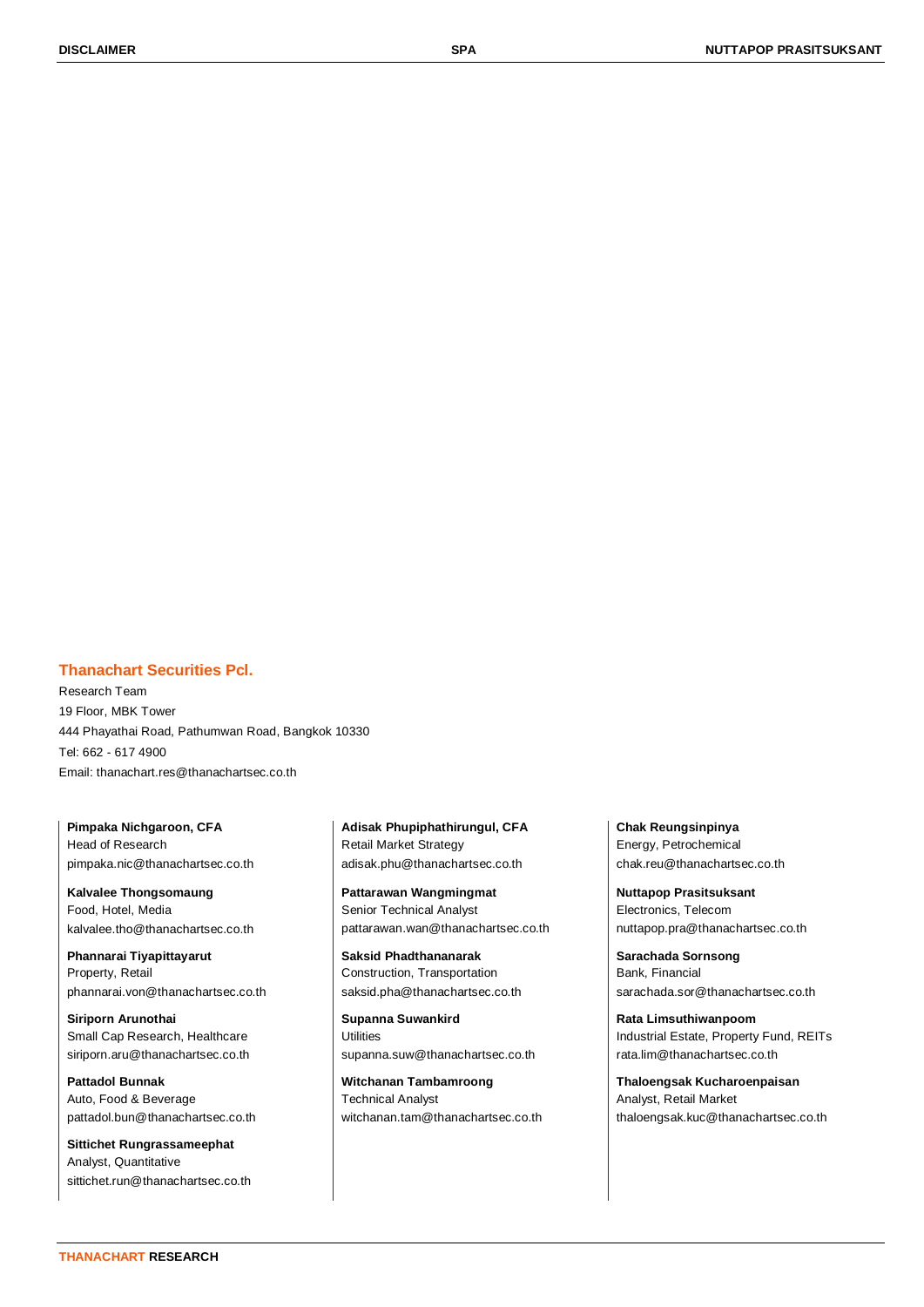## Thanachart Securities Pcl.

Research Team
19 Floor, MBK Tower
444 Phayathai Road, Pathumwan Road, Bangkok 10330
Tel: 662 - 617 4900
Email: thanachart.res@thanachartsec.co.th

**Pimpaka Nichgaroon, CFA**
Head of Research
pimpaka.nic@thanachartsec.co.th

**Kalvalee Thongsomaung**
Food, Hotel, Media
kalvalee.tho@thanachartsec.co.th

**Phannarai Tiyapittayarut**
Property, Retail
phannarai.von@thanachartsec.co.th

**Siriporn Arunothai**
Small Cap Research, Healthcare
siriporn.aru@thanachartsec.co.th

**Pattadol Bunnak**
Auto, Food & Beverage
pattadol.bun@thanachartsec.co.th

**Sittichet Rungrassameephat**
Analyst, Quantitative
sittichet.run@thanachartsec.co.th

**Adisak Phupiphathirungul, CFA**
Retail Market Strategy
adisak.phu@thanachartsec.co.th

**Pattarawan Wangmingmat**
Senior Technical Analyst
pattarawan.wan@thanachartsec.co.th

**Saksid Phadthananarak**
Construction, Transportation
saksid.pha@thanachartsec.co.th

**Supanna Suwankird**
Utilities
supanna.suw@thanachartsec.co.th

**Witchanan Tambamroong**
Technical Analyst
witchanan.tam@thanachartsec.co.th

**Chak Reungsinpinya**
Energy, Petrochemical
chak.reu@thanachartsec.co.th

**Nuttapop Prasitsuksant**
Electronics, Telecom
nuttapop.pra@thanachartsec.co.th

**Sarachada Sornsong**
Bank, Financial
sarachada.sor@thanachartsec.co.th

**Rata Limsuthiwanpoom**
Industrial Estate, Property Fund, REITs
rata.lim@thanachartsec.co.th

**Thaloengsak Kucharoenpaisan**
Analyst, Retail Market
thaloengsak.kuc@thanachartsec.co.th